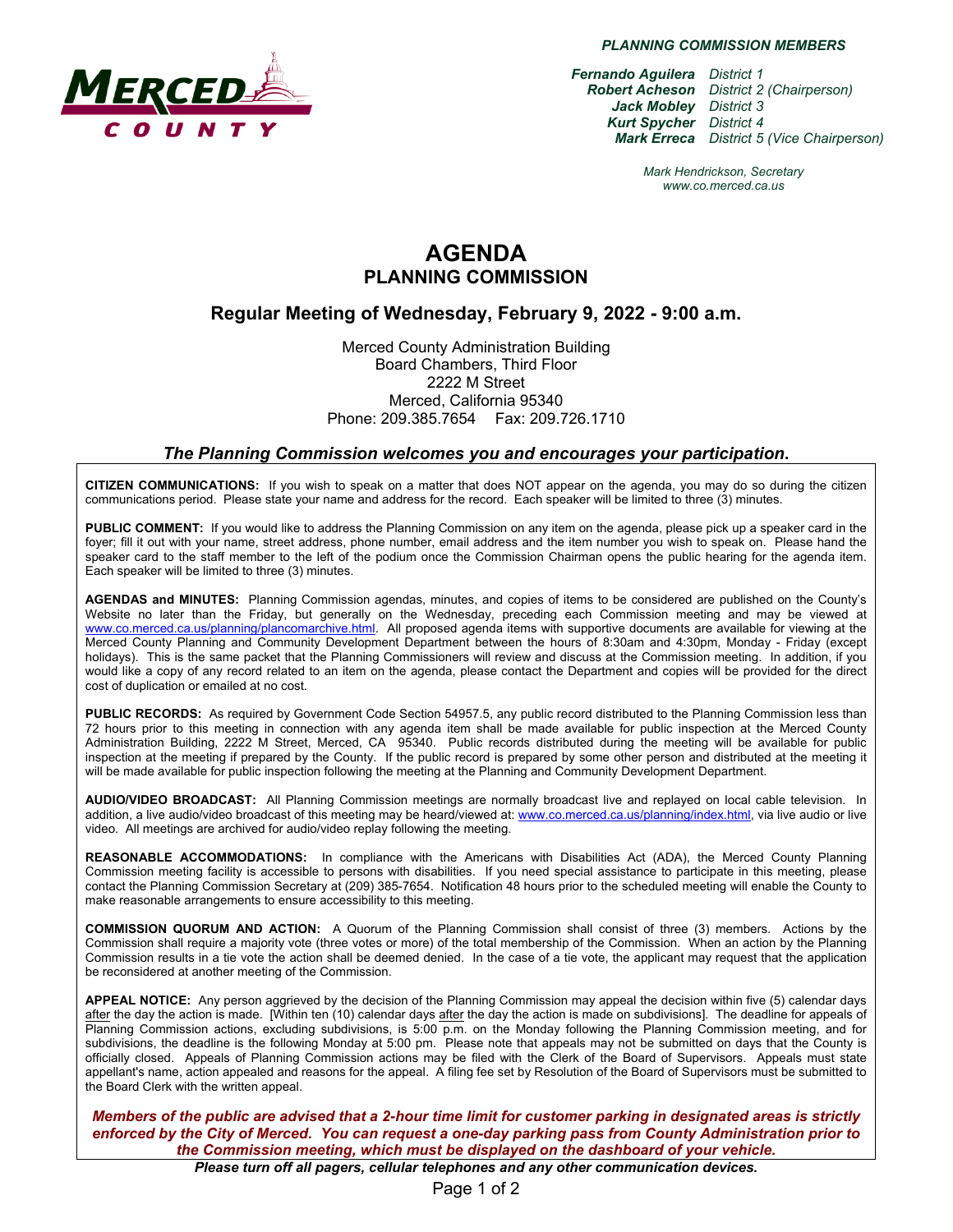***PLANNING COMMISSION MEMBERS***

| | |
|---|---|
| ***Fernando Aguilera*** | *District 1* |
| ***Robert Acheson*** | *District 2 (Chairperson)* |
| ***Jack Mobley*** | *District 3* |
| ***Kurt Spycher*** | *District 4* |
| ***Mark Erreca*** | *District 5 (Vice Chairperson)* |

*Mark Hendrickson, Secretary*
*www.co.merced.ca.us*

# AGENDA
## PLANNING COMMISSION

### Regular Meeting of Wednesday, February 9, 2022 - 9:00 a.m.

Merced County Administration Building
Board Chambers, Third Floor
2222 M Street
Merced, California 95340
Phone: 209.385.7654   Fax: 209.726.1710

***The Planning Commission welcomes you and encourages your participation.***

**CITIZEN COMMUNICATIONS:** If you wish to speak on a matter that does NOT appear on the agenda, you may do so during the citizen communications period. Please state your name and address for the record. Each speaker will be limited to three (3) minutes.

**PUBLIC COMMENT:** If you would like to address the Planning Commission on any item on the agenda, please pick up a speaker card in the foyer; fill it out with your name, street address, phone number, email address and the item number you wish to speak on. Please hand the speaker card to the staff member to the left of the podium once the Commission Chairman opens the public hearing for the agenda item. Each speaker will be limited to three (3) minutes.

**AGENDAS and MINUTES:** Planning Commission agendas, minutes, and copies of items to be considered are published on the County's Website no later than the Friday, but generally on the Wednesday, preceding each Commission meeting and may be viewed at www.co.merced.ca.us/planning/plancomarchive.html. All proposed agenda items with supportive documents are available for viewing at the Merced County Planning and Community Development Department between the hours of 8:30am and 4:30pm, Monday - Friday (except holidays). This is the same packet that the Planning Commissioners will review and discuss at the Commission meeting. In addition, if you would like a copy of any record related to an item on the agenda, please contact the Department and copies will be provided for the direct cost of duplication or emailed at no cost.

**PUBLIC RECORDS:** As required by Government Code Section 54957.5, any public record distributed to the Planning Commission less than 72 hours prior to this meeting in connection with any agenda item shall be made available for public inspection at the Merced County Administration Building, 2222 M Street, Merced, CA 95340. Public records distributed during the meeting will be available for public inspection at the meeting if prepared by the County. If the public record is prepared by some other person and distributed at the meeting it will be made available for public inspection following the meeting at the Planning and Community Development Department.

**AUDIO/VIDEO BROADCAST:** All Planning Commission meetings are normally broadcast live and replayed on local cable television. In addition, a live audio/video broadcast of this meeting may be heard/viewed at: www.co.merced.ca.us/planning/index.html, via live audio or live video. All meetings are archived for audio/video replay following the meeting.

**REASONABLE ACCOMMODATIONS:** In compliance with the Americans with Disabilities Act (ADA), the Merced County Planning Commission meeting facility is accessible to persons with disabilities. If you need special assistance to participate in this meeting, please contact the Planning Commission Secretary at (209) 385-7654. Notification 48 hours prior to the scheduled meeting will enable the County to make reasonable arrangements to ensure accessibility to this meeting.

**COMMISSION QUORUM AND ACTION:** A Quorum of the Planning Commission shall consist of three (3) members. Actions by the Commission shall require a majority vote (three votes or more) of the total membership of the Commission. When an action by the Planning Commission results in a tie vote the action shall be deemed denied. In the case of a tie vote, the applicant may request that the application be reconsidered at another meeting of the Commission.

**APPEAL NOTICE:** Any person aggrieved by the decision of the Planning Commission may appeal the decision within five (5) calendar days after the day the action is made. [Within ten (10) calendar days after the day the action is made on subdivisions]. The deadline for appeals of Planning Commission actions, excluding subdivisions, is 5:00 p.m. on the Monday following the Planning Commission meeting, and for subdivisions, the deadline is the following Monday at 5:00 pm. Please note that appeals may not be submitted on days that the County is officially closed. Appeals of Planning Commission actions may be filed with the Clerk of the Board of Supervisors. Appeals must state appellant's name, action appealed and reasons for the appeal. A filing fee set by Resolution of the Board of Supervisors must be submitted to the Board Clerk with the written appeal.

***Members of the public are advised that a 2-hour time limit for customer parking in designated areas is strictly enforced by the City of Merced. You can request a one-day parking pass from County Administration prior to the Commission meeting, which must be displayed on the dashboard of your vehicle.***

***Please turn off all pagers, cellular telephones and any other communication devices.***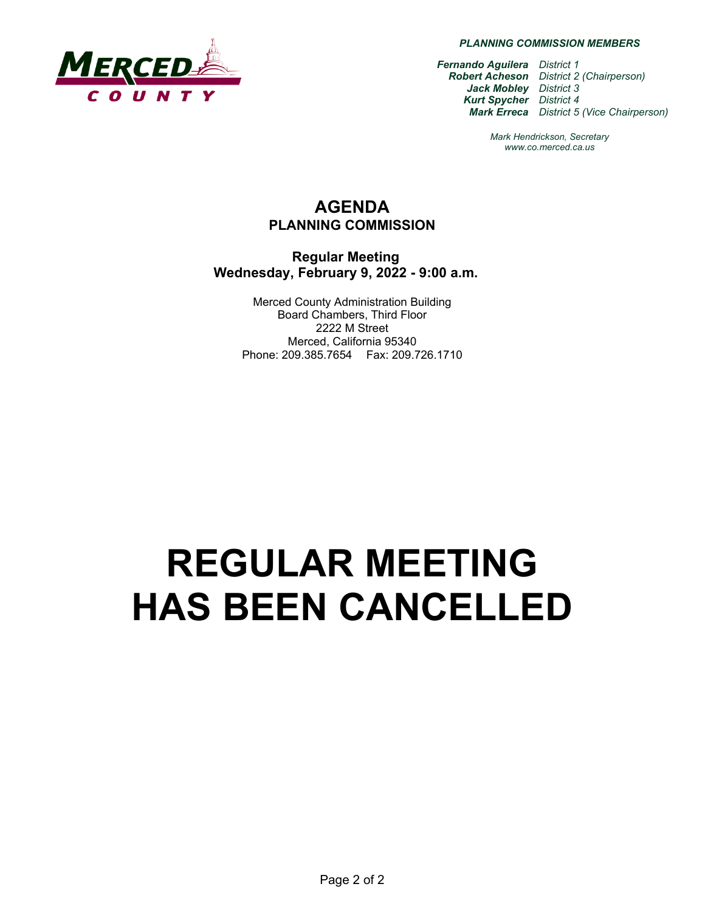MERCED COUNTY

***PLANNING COMMISSION MEMBERS***

***Fernando Aguilera*** *District 1*
***Robert Acheson*** *District 2 (Chairperson)*
***Jack Mobley*** *District 3*
***Kurt Spycher*** *District 4*
***Mark Erreca*** *District 5 (Vice Chairperson)*

*Mark Hendrickson, Secretary*
*www.co.merced.ca.us*

# AGENDA
## PLANNING COMMISSION

### Regular Meeting
### Wednesday, February 9, 2022 - 9:00 a.m.

Merced County Administration Building
Board Chambers, Third Floor
2222 M Street
Merced, California 95340
Phone: 209.385.7654 Fax: 209.726.1710

# REGULAR MEETING HAS BEEN CANCELLED